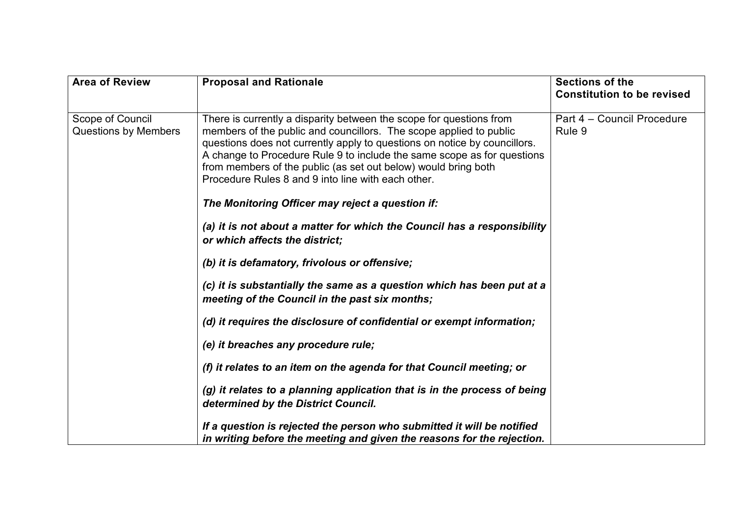| Area of Review | Proposal and Rationale | Sections of the Constitution to be revised |
|---|---|---|
| Scope of Council Questions by Members | There is currently a disparity between the scope for questions from members of the public and councillors. The scope applied to public questions does not currently apply to questions on notice by councillors. A change to Procedure Rule 9 to include the same scope as for questions from members of the public (as set out below) would bring both Procedure Rules 8 and 9 into line with each other.<br><br>***The Monitoring Officer may reject a question if:***<br><br>***(a) it is not about a matter for which the Council has a responsibility or which affects the district;***<br><br>***(b) it is defamatory, frivolous or offensive;***<br><br>***(c) it is substantially the same as a question which has been put at a meeting of the Council in the past six months;***<br><br>***(d) it requires the disclosure of confidential or exempt information;***<br><br>***(e) it breaches any procedure rule;***<br><br>***(f) it relates to an item on the agenda for that Council meeting; or***<br><br>***(g) it relates to a planning application that is in the process of being determined by the District Council.***<br><br>***If a question is rejected the person who submitted it will be notified in writing before the meeting and given the reasons for the rejection.*** | Part 4 – Council Procedure Rule 9 |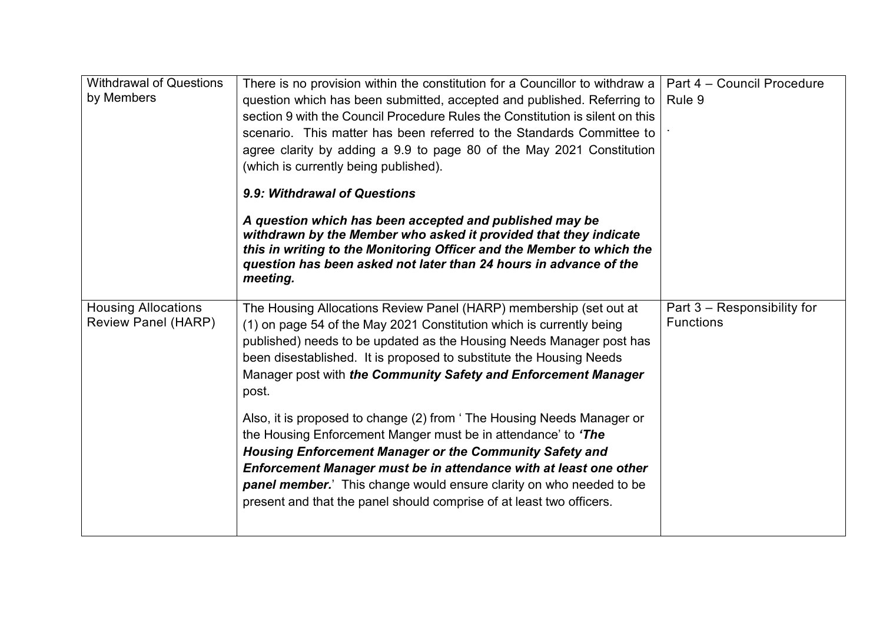| Withdrawal of Questions by Members | There is no provision within the constitution for a Councillor to withdraw a question which has been submitted, accepted and published. Referring to section 9 with the Council Procedure Rules the Constitution is silent on this scenario. This matter has been referred to the Standards Committee to agree clarity by adding a 9.9 to page 80 of the May 2021 Constitution (which is currently being published).<br><br>***9.9: Withdrawal of Questions***<br><br>***A question which has been accepted and published may be withdrawn by the Member who asked it provided that they indicate this in writing to the Monitoring Officer and the Member to which the question has been asked not later than 24 hours in advance of the meeting.*** | Part 4 – Council Procedure Rule 9<br><br>. |
|---|---|---|
| Housing Allocations Review Panel (HARP) | The Housing Allocations Review Panel (HARP) membership (set out at (1) on page 54 of the May 2021 Constitution which is currently being published) needs to be updated as the Housing Needs Manager post has been disestablished. It is proposed to substitute the Housing Needs Manager post with ***the Community Safety and Enforcement Manager*** post.<br><br>Also, it is proposed to change (2) from ' The Housing Needs Manager or the Housing Enforcement Manger must be in attendance' to ***'The Housing Enforcement Manager or the Community Safety and Enforcement Manager must be in attendance with at least one other panel member.***' This change would ensure clarity on who needed to be present and that the panel should comprise of at least two officers. | Part 3 – Responsibility for Functions |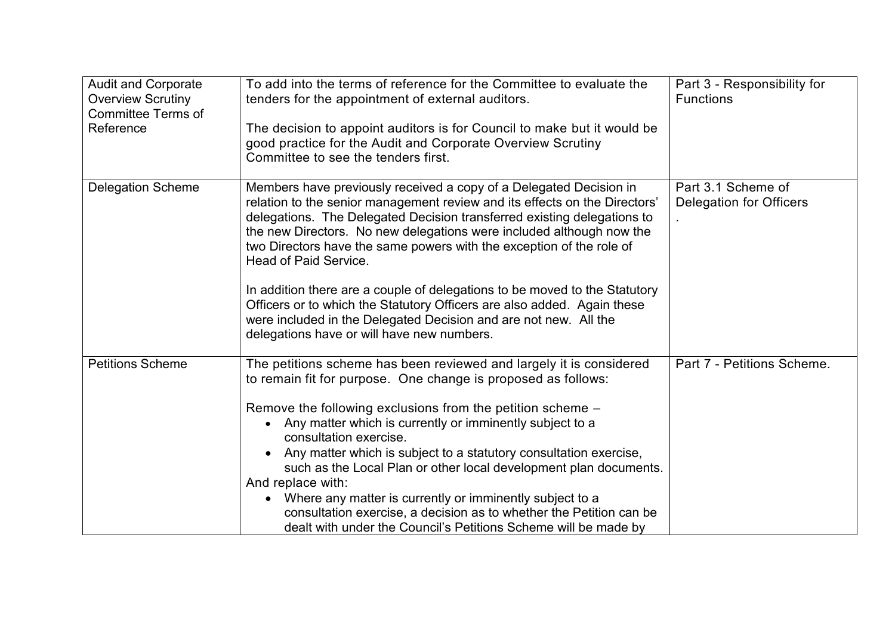| | | |
|---|---|---|
| Audit and Corporate Overview Scrutiny Committee Terms of Reference | To add into the terms of reference for the Committee to evaluate the tenders for the appointment of external auditors.<br><br>The decision to appoint auditors is for Council to make but it would be good practice for the Audit and Corporate Overview Scrutiny Committee to see the tenders first. | Part 3 - Responsibility for Functions |
| Delegation Scheme | Members have previously received a copy of a Delegated Decision in relation to the senior management review and its effects on the Directors' delegations. The Delegated Decision transferred existing delegations to the new Directors. No new delegations were included although now the two Directors have the same powers with the exception of the role of Head of Paid Service.<br><br>In addition there are a couple of delegations to be moved to the Statutory Officers or to which the Statutory Officers are also added. Again these were included in the Delegated Decision and are not new. All the delegations have or will have new numbers. | Part 3.1 Scheme of Delegation for Officers<br>. |
| Petitions Scheme | The petitions scheme has been reviewed and largely it is considered to remain fit for purpose. One change is proposed as follows:<br><br>Remove the following exclusions from the petition scheme –<br>• Any matter which is currently or imminently subject to a consultation exercise.<br>• Any matter which is subject to a statutory consultation exercise, such as the Local Plan or other local development plan documents.<br>And replace with:<br>• Where any matter is currently or imminently subject to a consultation exercise, a decision as to whether the Petition can be dealt with under the Council's Petitions Scheme will be made by | Part 7 - Petitions Scheme. |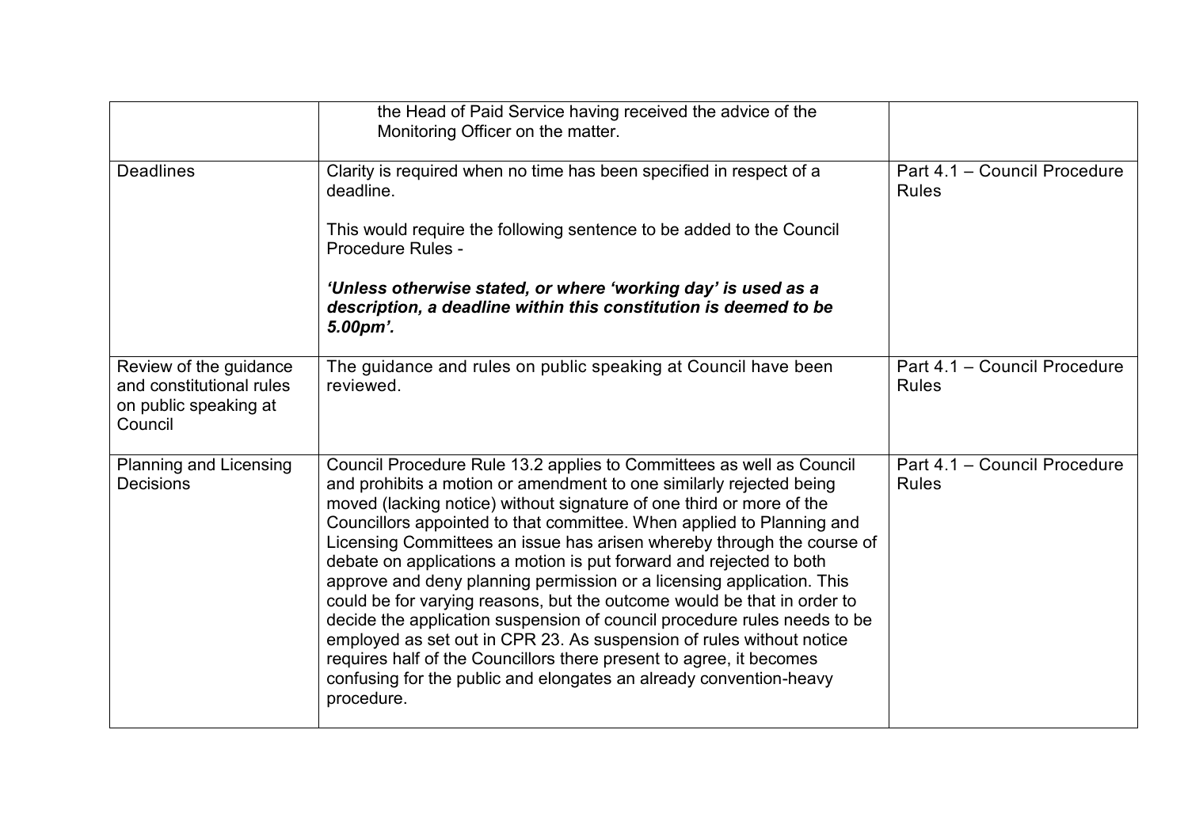| | | |
|---|---|---|
| | the Head of Paid Service having received the advice of the Monitoring Officer on the matter. | |
| Deadlines | Clarity is required when no time has been specified in respect of a deadline.<br><br>This would require the following sentence to be added to the Council Procedure Rules -<br><br>***'Unless otherwise stated, or where 'working day' is used as a description, a deadline within this constitution is deemed to be 5.00pm'.*** | Part 4.1 – Council Procedure Rules |
| Review of the guidance and constitutional rules on public speaking at Council | The guidance and rules on public speaking at Council have been reviewed. | Part 4.1 – Council Procedure Rules |
| Planning and Licensing Decisions | Council Procedure Rule 13.2 applies to Committees as well as Council and prohibits a motion or amendment to one similarly rejected being moved (lacking notice) without signature of one third or more of the Councillors appointed to that committee. When applied to Planning and Licensing Committees an issue has arisen whereby through the course of debate on applications a motion is put forward and rejected to both approve and deny planning permission or a licensing application. This could be for varying reasons, but the outcome would be that in order to decide the application suspension of council procedure rules needs to be employed as set out in CPR 23. As suspension of rules without notice requires half of the Councillors there present to agree, it becomes confusing for the public and elongates an already convention-heavy procedure. | Part 4.1 – Council Procedure Rules |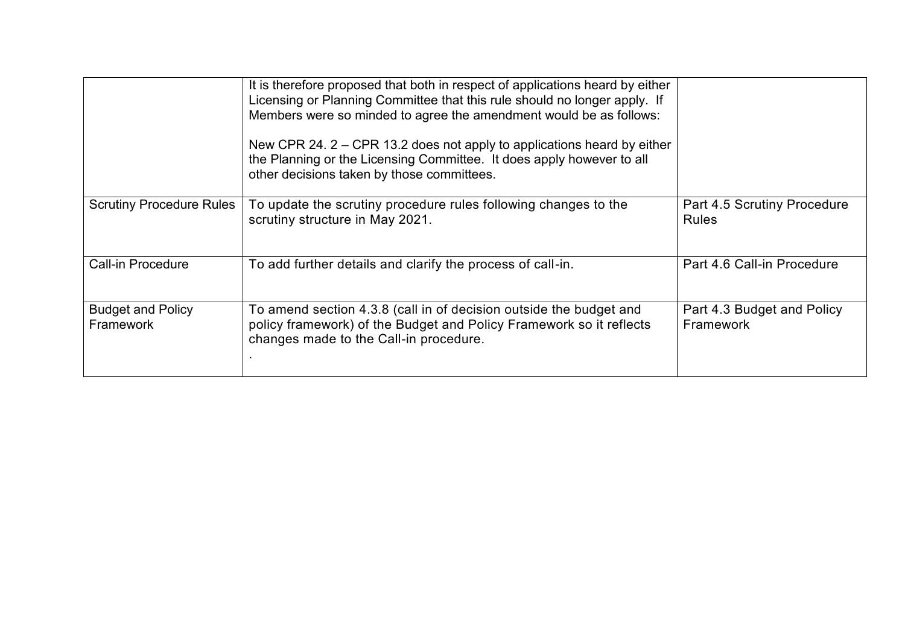| | | |
|---|---|---|
| | It is therefore proposed that both in respect of applications heard by either Licensing or Planning Committee that this rule should no longer apply. If Members were so minded to agree the amendment would be as follows:<br><br>New CPR 24. 2 – CPR 13.2 does not apply to applications heard by either the Planning or the Licensing Committee. It does apply however to all other decisions taken by those committees. | |
| Scrutiny Procedure Rules | To update the scrutiny procedure rules following changes to the scrutiny structure in May 2021. | Part 4.5 Scrutiny Procedure Rules |
| Call-in Procedure | To add further details and clarify the process of call-in. | Part 4.6 Call-in Procedure |
| Budget and Policy Framework | To amend section 4.3.8 (call in of decision outside the budget and policy framework) of the Budget and Policy Framework so it reflects changes made to the Call-in procedure.<br>. | Part 4.3 Budget and Policy Framework |